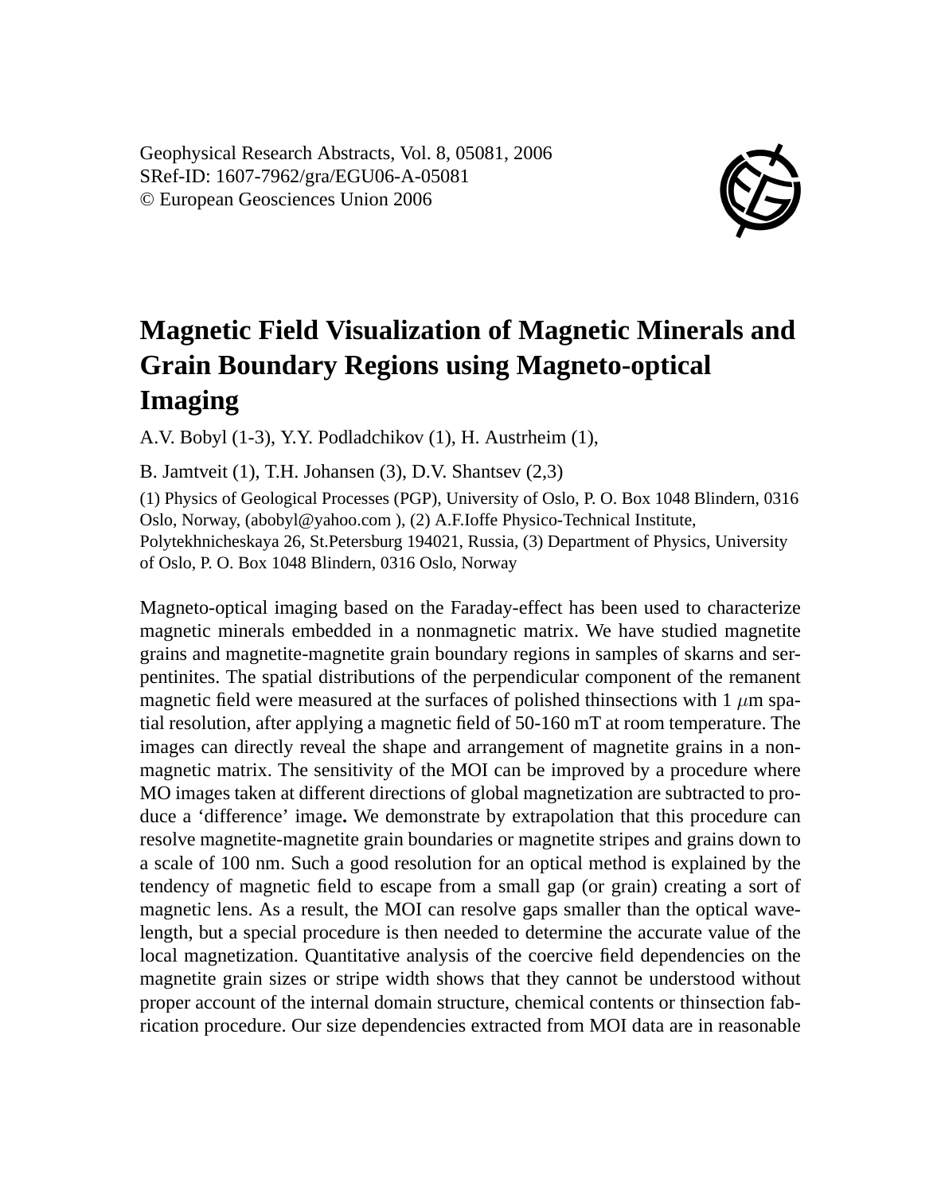Geophysical Research Abstracts, Vol. 8, 05081, 2006
SRef-ID: 1607-7962/gra/EGU06-A-05081
© European Geosciences Union 2006

# Magnetic Field Visualization of Magnetic Minerals and Grain Boundary Regions using Magneto-optical Imaging

A.V. Bobyl (1-3), Y.Y. Podladchikov (1), H. Austrheim (1),

B. Jamtveit (1), T.H. Johansen (3), D.V. Shantsev (2,3)

(1) Physics of Geological Processes (PGP), University of Oslo, P. O. Box 1048 Blindern, 0316 Oslo, Norway, (abobyl@yahoo.com ), (2) A.F.Ioffe Physico-Technical Institute, Polytekhnicheskaya 26, St.Petersburg 194021, Russia, (3) Department of Physics, University of Oslo, P. O. Box 1048 Blindern, 0316 Oslo, Norway

Magneto-optical imaging based on the Faraday-effect has been used to characterize magnetic minerals embedded in a nonmagnetic matrix. We have studied magnetite grains and magnetite-magnetite grain boundary regions in samples of skarns and serpentinites. The spatial distributions of the perpendicular component of the remanent magnetic field were measured at the surfaces of polished thinsections with 1 $\mu$m spatial resolution, after applying a magnetic field of 50-160 mT at room temperature. The images can directly reveal the shape and arrangement of magnetite grains in a nonmagnetic matrix. The sensitivity of the MOI can be improved by a procedure where MO images taken at different directions of global magnetization are subtracted to produce a 'difference' image**.** We demonstrate by extrapolation that this procedure can resolve magnetite-magnetite grain boundaries or magnetite stripes and grains down to a scale of 100 nm. Such a good resolution for an optical method is explained by the tendency of magnetic field to escape from a small gap (or grain) creating a sort of magnetic lens. As a result, the MOI can resolve gaps smaller than the optical wavelength, but a special procedure is then needed to determine the accurate value of the local magnetization. Quantitative analysis of the coercive field dependencies on the magnetite grain sizes or stripe width shows that they cannot be understood without proper account of the internal domain structure, chemical contents or thinsection fabrication procedure. Our size dependencies extracted from MOI data are in reasonable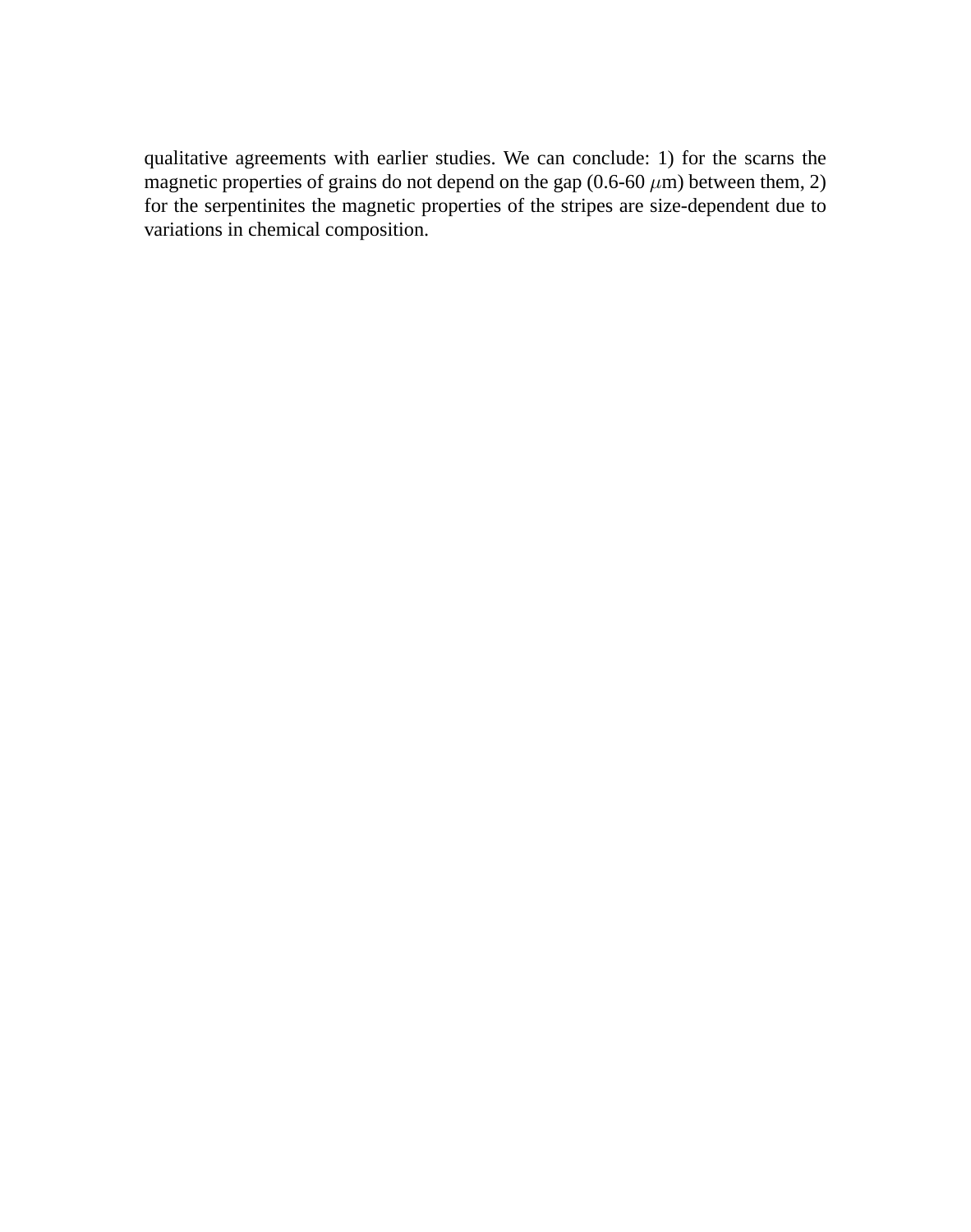qualitative agreements with earlier studies. We can conclude: 1) for the scarns the magnetic properties of grains do not depend on the gap (0.6-60 $\mu$m) between them, 2) for the serpentinites the magnetic properties of the stripes are size-dependent due to variations in chemical composition.